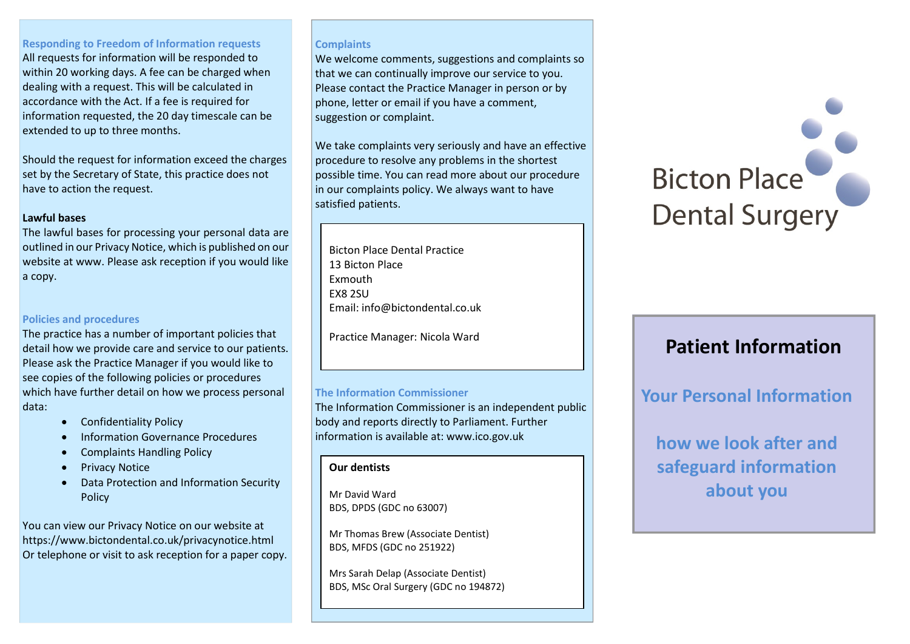## Responding to Freedom of Information requests

All requests for information will be responded to within 20 working days. A fee can be charged when dealing with a request. This will be calculated in accordance with the Act. If a fee is required for information requested, the 20 day timescale can be extended to up to three months.

Should the request for information exceed the charges set by the Secretary of State, this practice does not have to action the request.

**Lawful bases**

The lawful bases for processing your personal data are outlined in our Privacy Notice, which is published on our website at www. Please ask reception if you would like a copy.

## Policies and procedures

The practice has a number of important policies that detail how we provide care and service to our patients. Please ask the Practice Manager if you would like to see copies of the following policies or procedures which have further detail on how we process personal data:

- Confidentiality Policy
- Information Governance Procedures
- Complaints Handling Policy
- Privacy Notice
- Data Protection and Information Security Policy

You can view our Privacy Notice on our website at https://www.bictondental.co.uk/privacynotice.html Or telephone or visit to ask reception for a paper copy.

## Complaints

We welcome comments, suggestions and complaints so that we can continually improve our service to you. Please contact the Practice Manager in person or by phone, letter or email if you have a comment, suggestion or complaint.

We take complaints very seriously and have an effective procedure to resolve any problems in the shortest possible time. You can read more about our procedure in our complaints policy. We always want to have satisfied patients.

Bicton Place Dental Practice
13 Bicton Place
Exmouth
EX8 2SU
Email: info@bictondental.co.uk

Practice Manager: Nicola Ward

## The Information Commissioner

The Information Commissioner is an independent public body and reports directly to Parliament. Further information is available at: www.ico.gov.uk

**Our dentists**

Mr David Ward
BDS, DPDS (GDC no 63007)

Mr Thomas Brew (Associate Dentist)
BDS, MFDS (GDC no 251922)

Mrs Sarah Delap (Associate Dentist)
BDS, MSc Oral Surgery (GDC no 194872)

Bicton Place Dental Surgery

# Patient Information

## Your Personal Information

## how we look after and safeguard information about you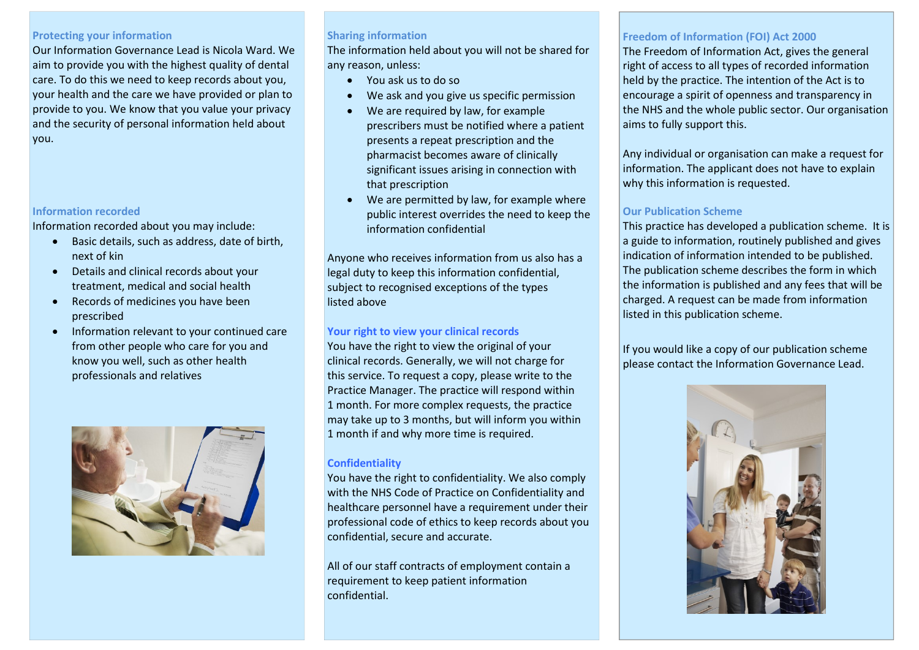## Protecting your information

Our Information Governance Lead is Nicola Ward. We aim to provide you with the highest quality of dental care. To do this we need to keep records about you, your health and the care we have provided or plan to provide to you. We know that you value your privacy and the security of personal information held about you.

## Information recorded

Information recorded about you may include:

- Basic details, such as address, date of birth, next of kin
- Details and clinical records about your treatment, medical and social health
- Records of medicines you have been prescribed
- Information relevant to your continued care from other people who care for you and know you well, such as other health professionals and relatives

## Sharing information

The information held about you will not be shared for any reason, unless:

- You ask us to do so
- We ask and you give us specific permission
- We are required by law, for example prescribers must be notified where a patient presents a repeat prescription and the pharmacist becomes aware of clinically significant issues arising in connection with that prescription
- We are permitted by law, for example where public interest overrides the need to keep the information confidential

Anyone who receives information from us also has a legal duty to keep this information confidential, subject to recognised exceptions of the types listed above

## Your right to view your clinical records

You have the right to view the original of your clinical records. Generally, we will not charge for this service. To request a copy, please write to the Practice Manager. The practice will respond within 1 month. For more complex requests, the practice may take up to 3 months, but will inform you within 1 month if and why more time is required.

## Confidentiality

You have the right to confidentiality. We also comply with the NHS Code of Practice on Confidentiality and healthcare personnel have a requirement under their professional code of ethics to keep records about you confidential, secure and accurate.

All of our staff contracts of employment contain a requirement to keep patient information confidential.

## Freedom of Information (FOI) Act 2000

The Freedom of Information Act, gives the general right of access to all types of recorded information held by the practice. The intention of the Act is to encourage a spirit of openness and transparency in the NHS and the whole public sector. Our organisation aims to fully support this.

Any individual or organisation can make a request for information. The applicant does not have to explain why this information is requested.

## Our Publication Scheme

This practice has developed a publication scheme. It is a guide to information, routinely published and gives indication of information intended to be published. The publication scheme describes the form in which the information is published and any fees that will be charged. A request can be made from information listed in this publication scheme.

If you would like a copy of our publication scheme please contact the Information Governance Lead.